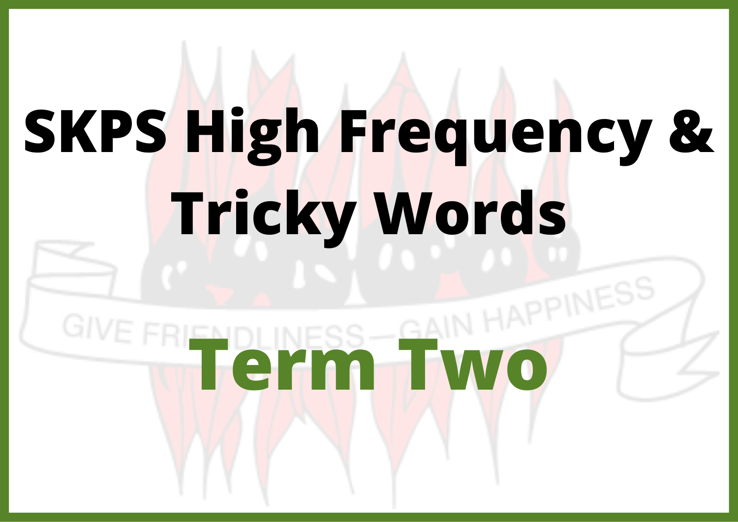# SKPS High Frequency & Tricky Words

## Term Two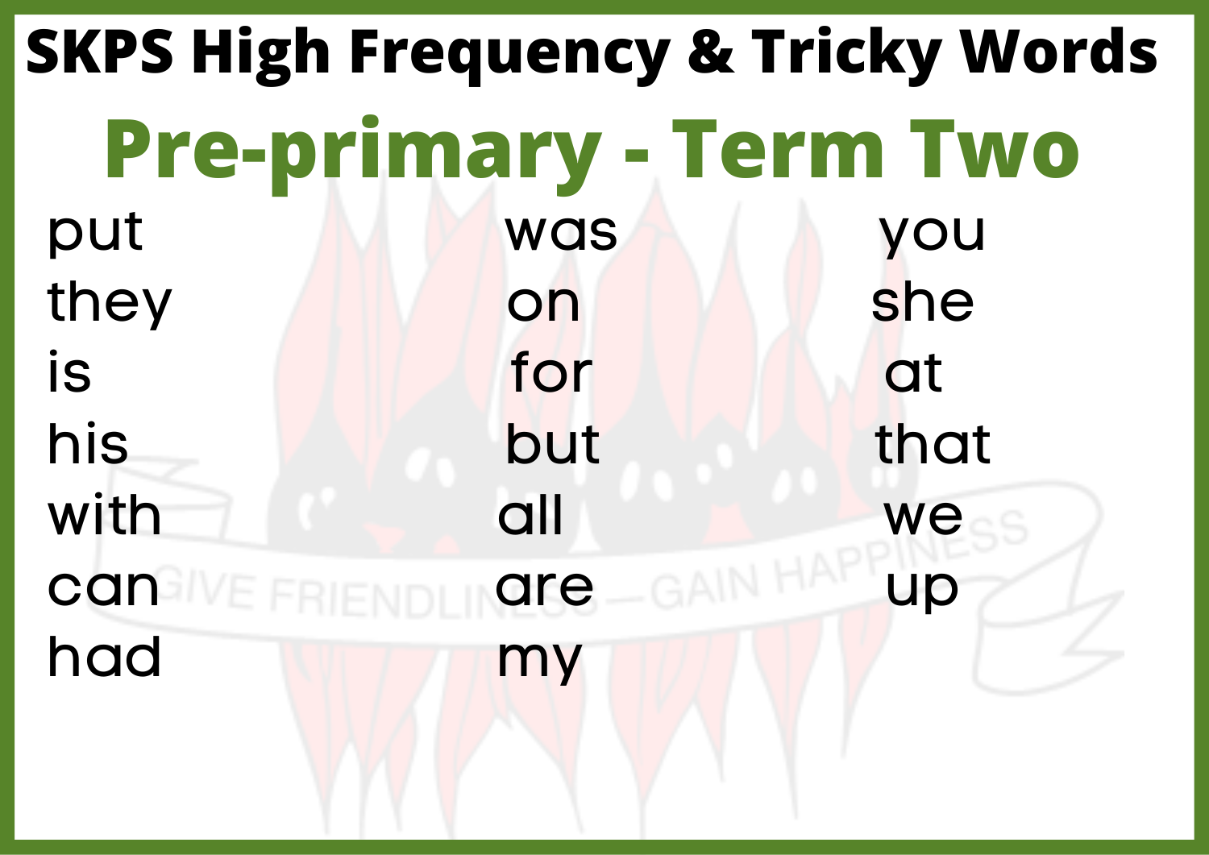# SKPS High Frequency & Tricky Words

## Pre-primary - Term Two

| | | |
|---|---|---|
| put | was | you |
| they | on | she |
| is | for | at |
| his | but | that |
| with | all | we |
| can | are | up |
| had | my | |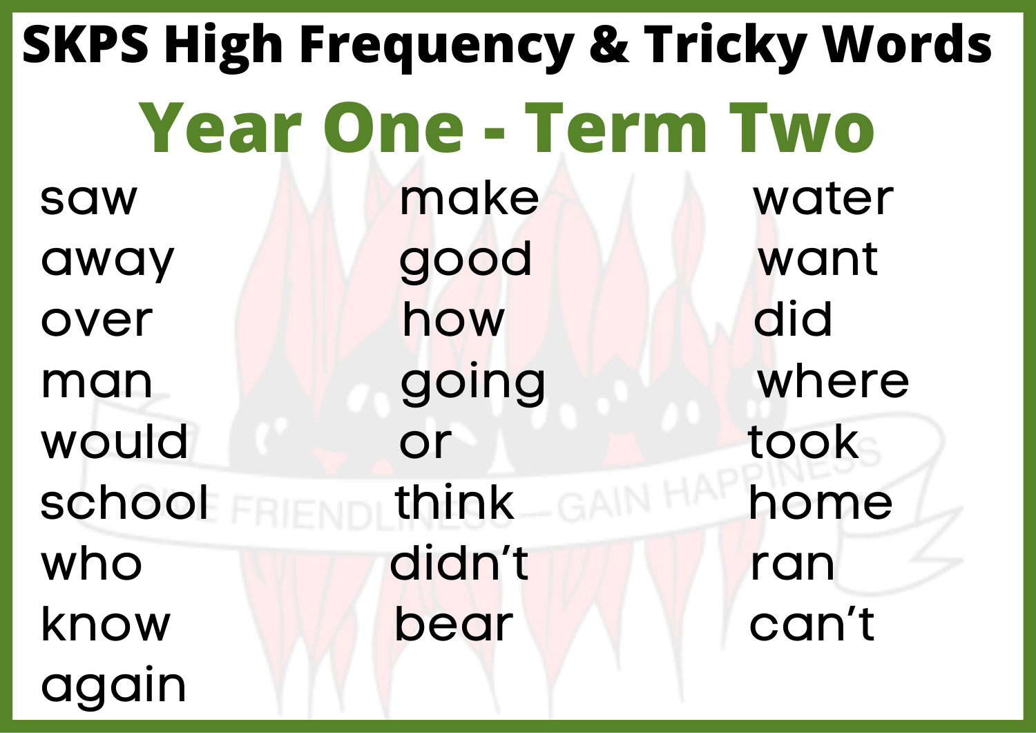# SKPS High Frequency & Tricky Words

## Year One - Term Two

| | | |
|---|---|---|
| saw | make | water |
| away | good | want |
| over | how | did |
| man | going | where |
| would | or | took |
| school | think | home |
| who | didn't | ran |
| know | bear | can't |
| again | | |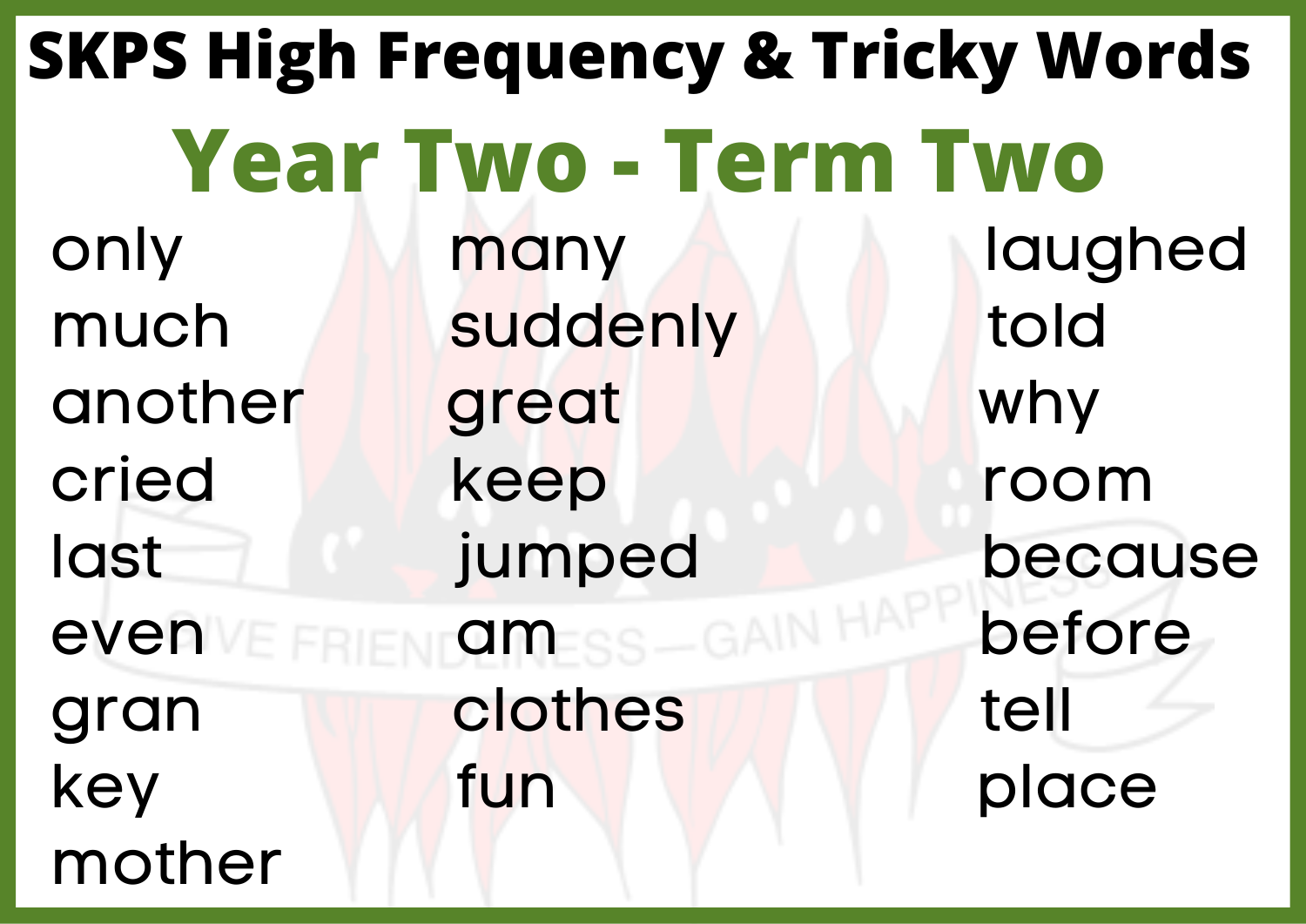# SKPS High Frequency & Tricky Words

## Year Two - Term Two

only
much
another
cried
last
even
gran
key
mother

many
suddenly
great
keep
jumped
am
clothes
fun

laughed
told
why
room
because
before
tell
place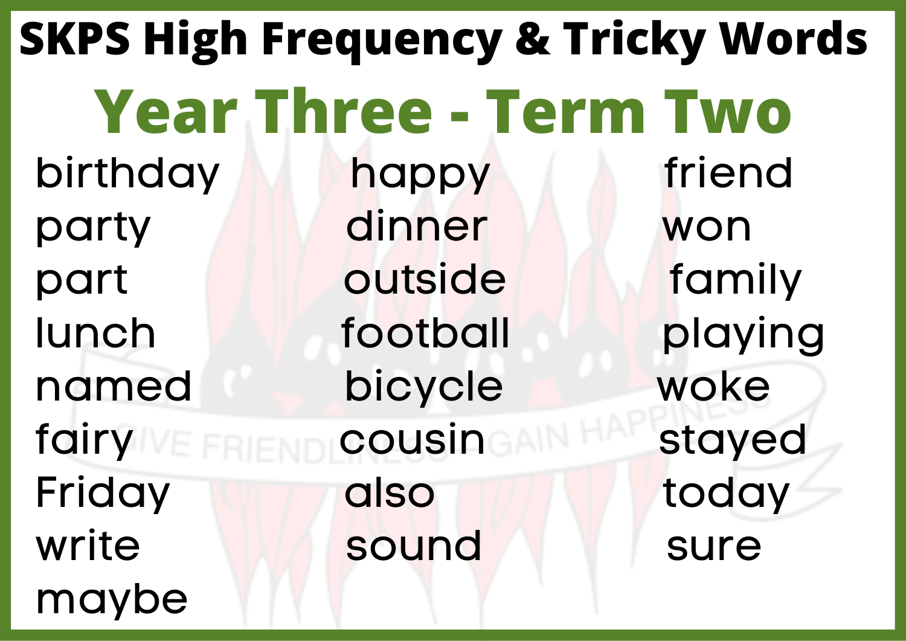# SKPS High Frequency & Tricky Words

## Year Three - Term Two

| | | |
|---|---|---|
| birthday | happy | friend |
| party | dinner | won |
| part | outside | family |
| lunch | football | playing |
| named | bicycle | woke |
| fairy | cousin | stayed |
| Friday | also | today |
| write | sound | sure |
| maybe | | |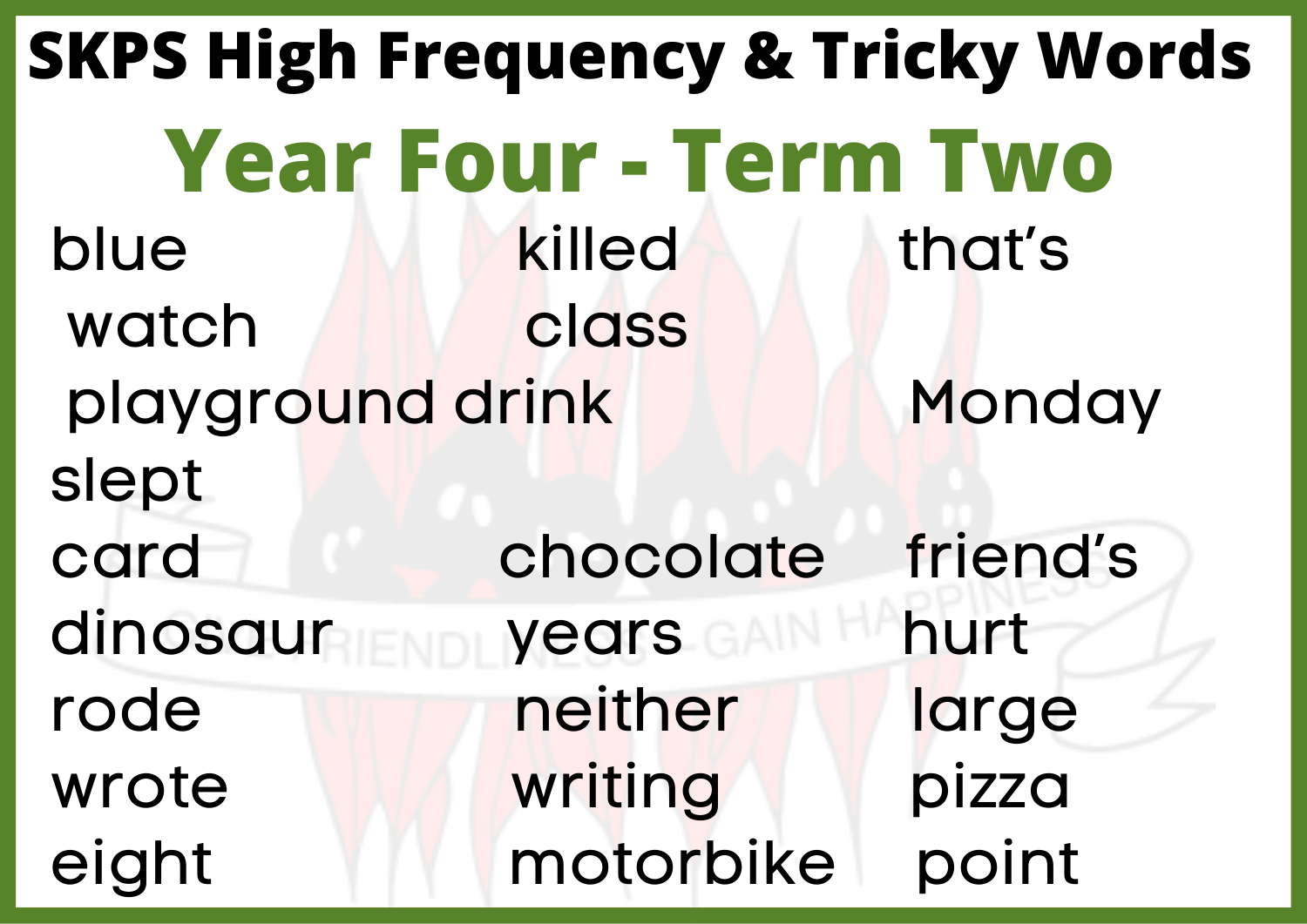# SKPS High Frequency & Tricky Words

## Year Four - Term Two

| | | |
|---|---|---|
| blue | killed | that's |
| watch | class | |
| playground | drink | Monday |
| slept | | |
| card | chocolate | friend's |
| dinosaur | years | hurt |
| rode | neither | large |
| wrote | writing | pizza |
| eight | motorbike | point |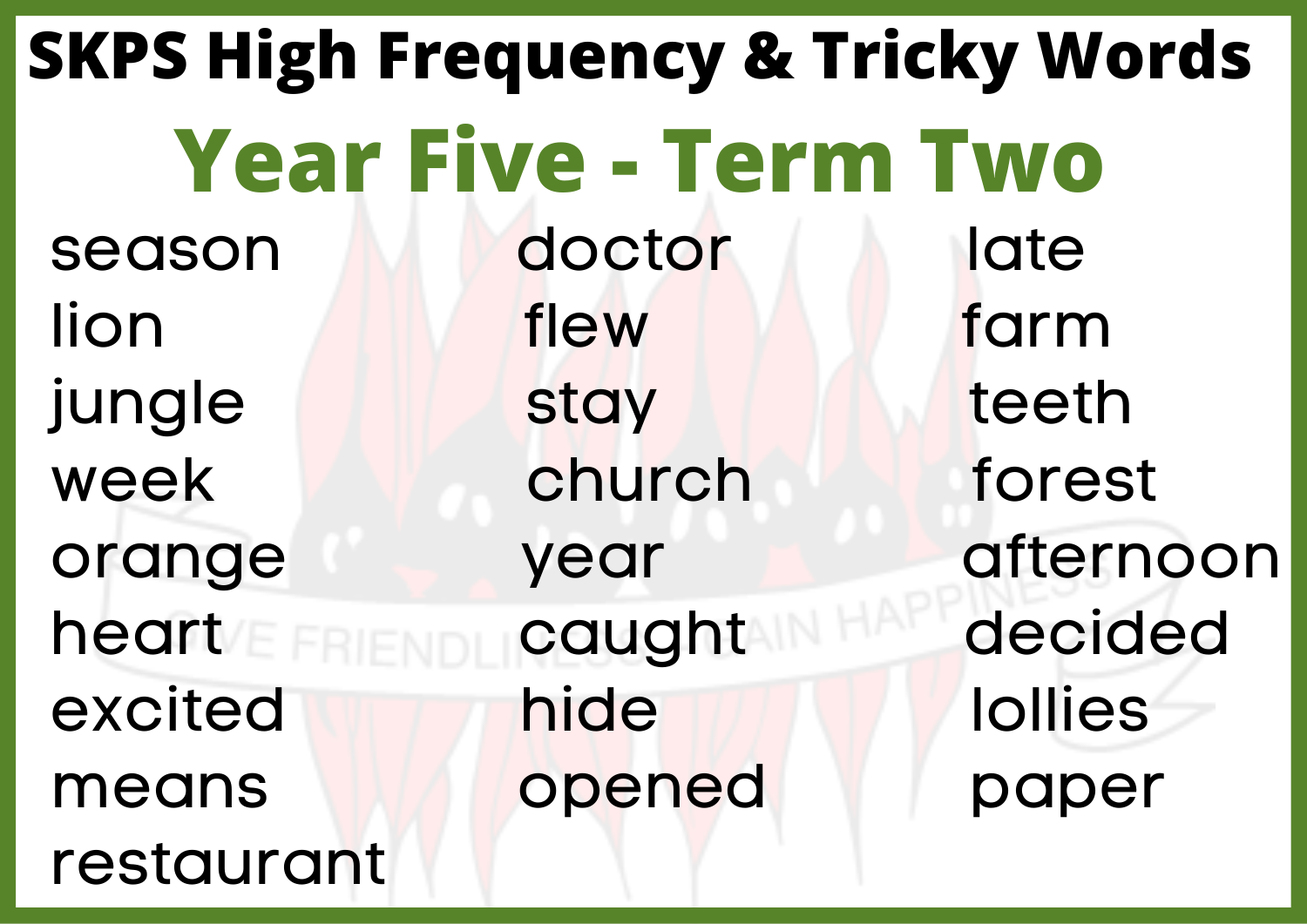# SKPS High Frequency & Tricky Words

## Year Five - Term Two

| | | |
|---|---|---|
| season | doctor | late |
| lion | flew | farm |
| jungle | stay | teeth |
| week | church | forest |
| orange | year | afternoon |
| heart | caught | decided |
| excited | hide | lollies |
| means | opened | paper |
| restaurant | | |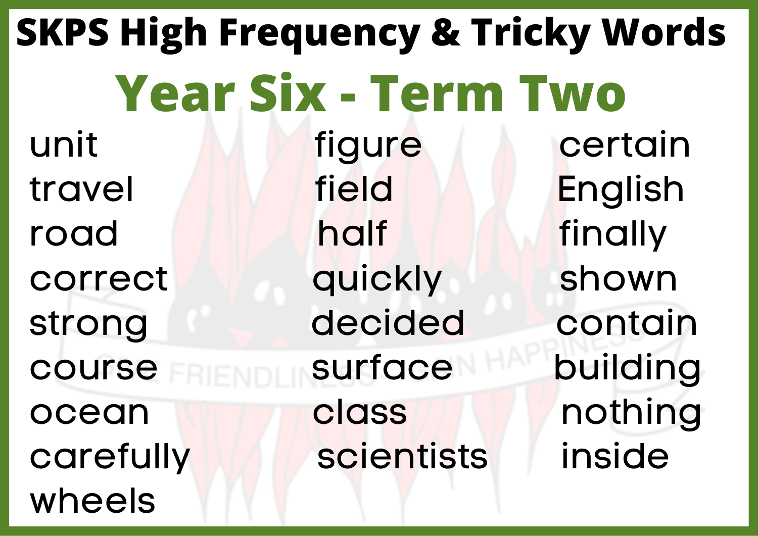# SKPS High Frequency & Tricky Words

## Year Six - Term Two

| | | |
|---|---|---|
| unit | figure | certain |
| travel | field | English |
| road | half | finally |
| correct | quickly | shown |
| strong | decided | contain |
| course | surface | building |
| ocean | class | nothing |
| carefully | scientists | inside |
| wheels | | |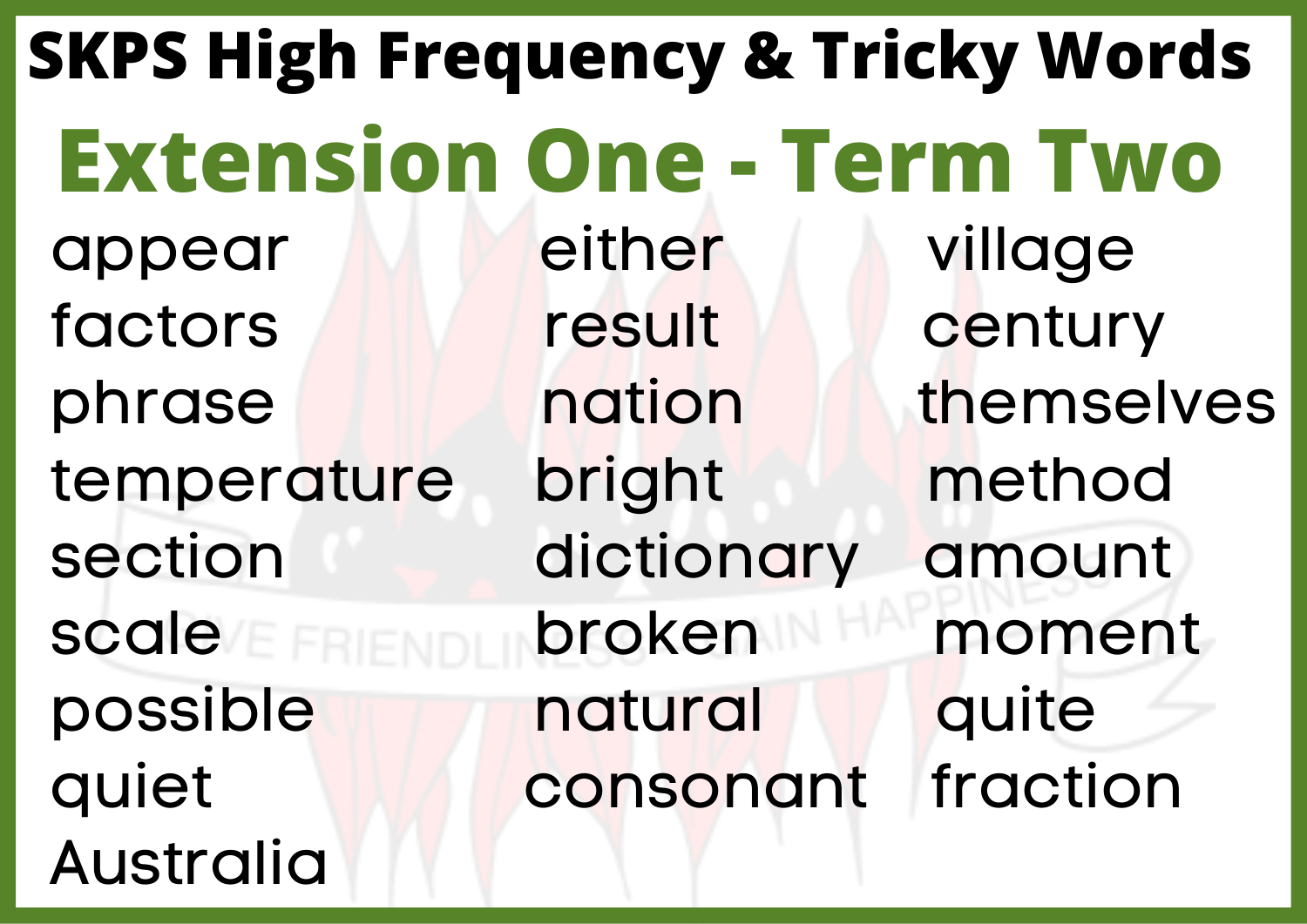# SKPS High Frequency & Tricky Words

## Extension One - Term Two

| | | |
|---|---|---|
| appear | either | village |
| factors | result | century |
| phrase | nation | themselves |
| temperature | bright | method |
| section | dictionary | amount |
| scale | broken | moment |
| possible | natural | quite |
| quiet | consonant | fraction |
| Australia | | |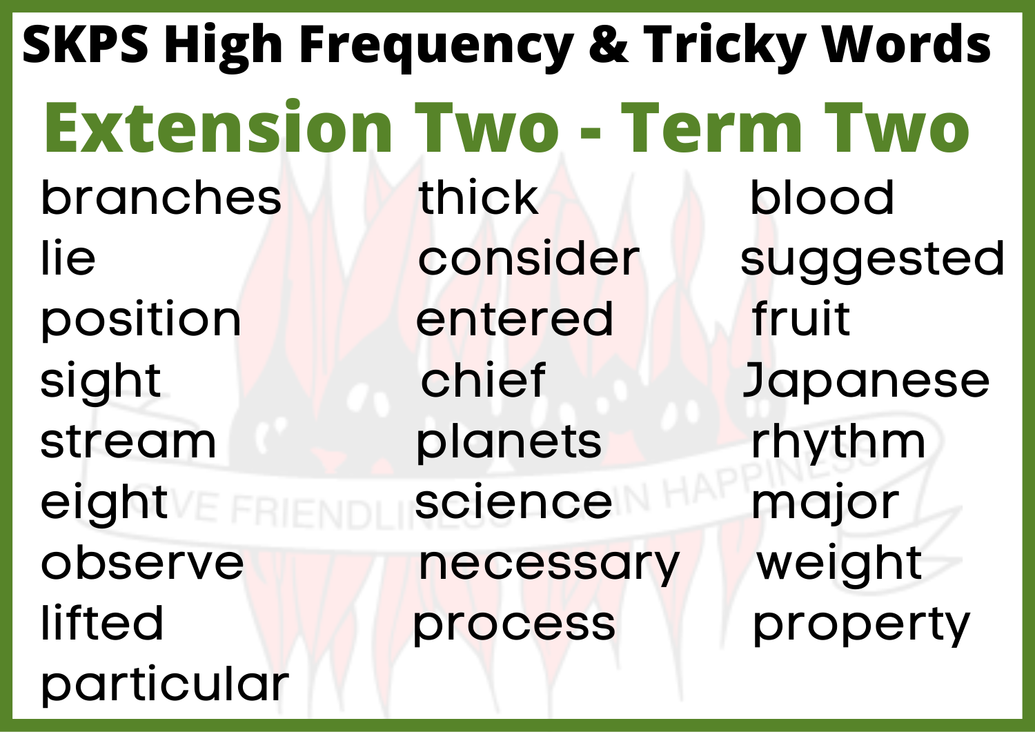# SKPS High Frequency & Tricky Words

## Extension Two - Term Two

| | | |
|---|---|---|
| branches | thick | blood |
| lie | consider | suggested |
| position | entered | fruit |
| sight | chief | Japanese |
| stream | planets | rhythm |
| eight | science | major |
| observe | necessary | weight |
| lifted | process | property |
| particular | | |